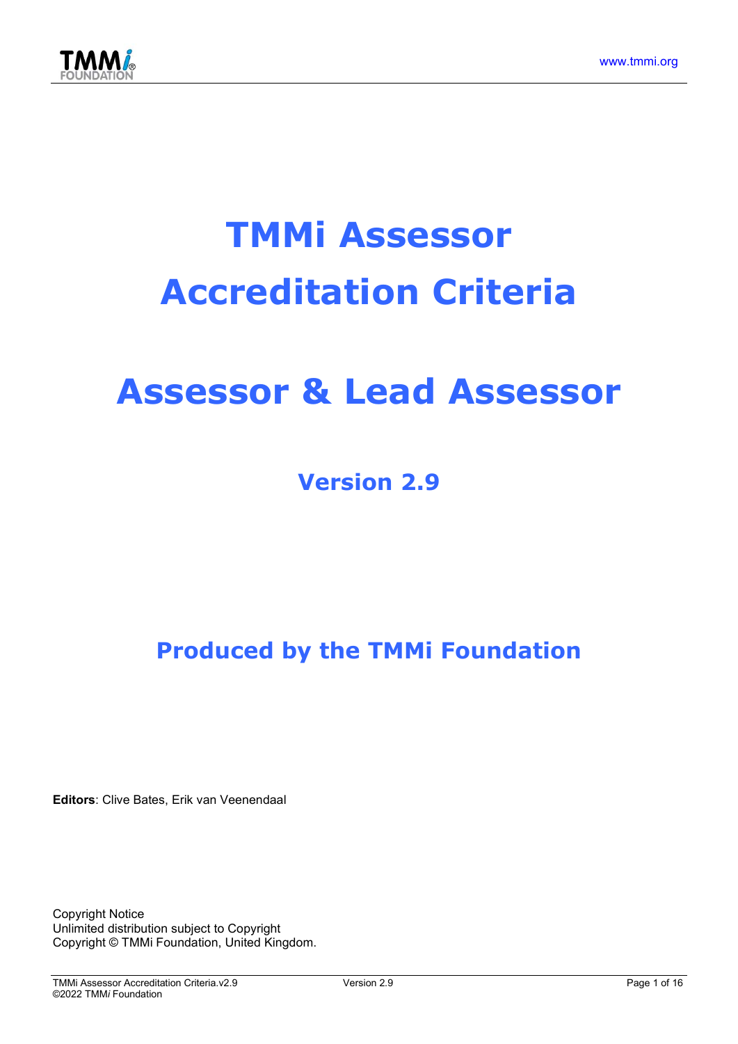# TMMi Assessor Accreditation Criteria

# Assessor & Lead Assessor

## Version 2.9

## Produced by the TMMi Foundation

**Editors**: Clive Bates, Erik van Veenendaal

Copyright Notice
Unlimited distribution subject to Copyright
Copyright © TMMi Foundation, United Kingdom.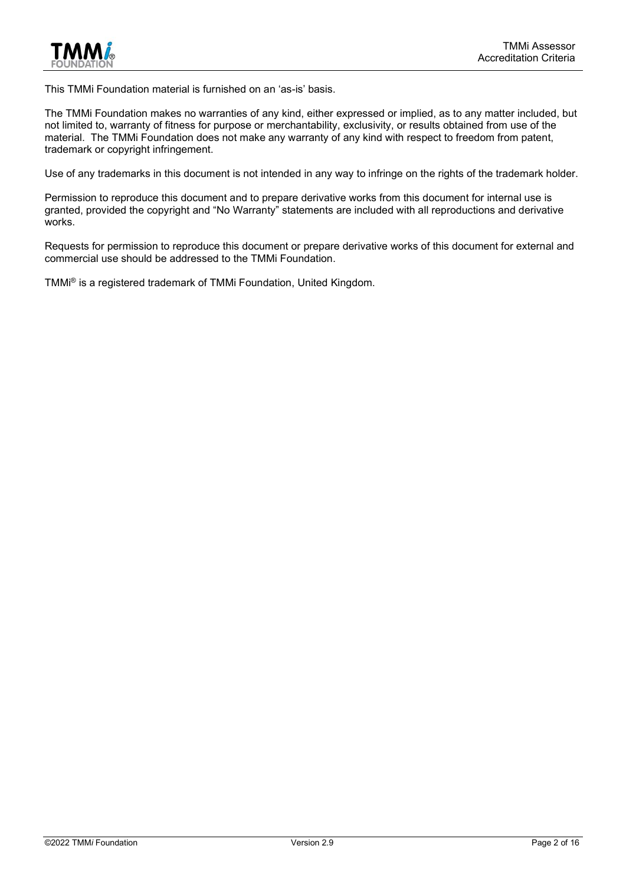This TMMi Foundation material is furnished on an 'as-is' basis.

The TMMi Foundation makes no warranties of any kind, either expressed or implied, as to any matter included, but not limited to, warranty of fitness for purpose or merchantability, exclusivity, or results obtained from use of the material. The TMMi Foundation does not make any warranty of any kind with respect to freedom from patent, trademark or copyright infringement.

Use of any trademarks in this document is not intended in any way to infringe on the rights of the trademark holder.

Permission to reproduce this document and to prepare derivative works from this document for internal use is granted, provided the copyright and "No Warranty" statements are included with all reproductions and derivative works.

Requests for permission to reproduce this document or prepare derivative works of this document for external and commercial use should be addressed to the TMMi Foundation.

TMMi® is a registered trademark of TMMi Foundation, United Kingdom.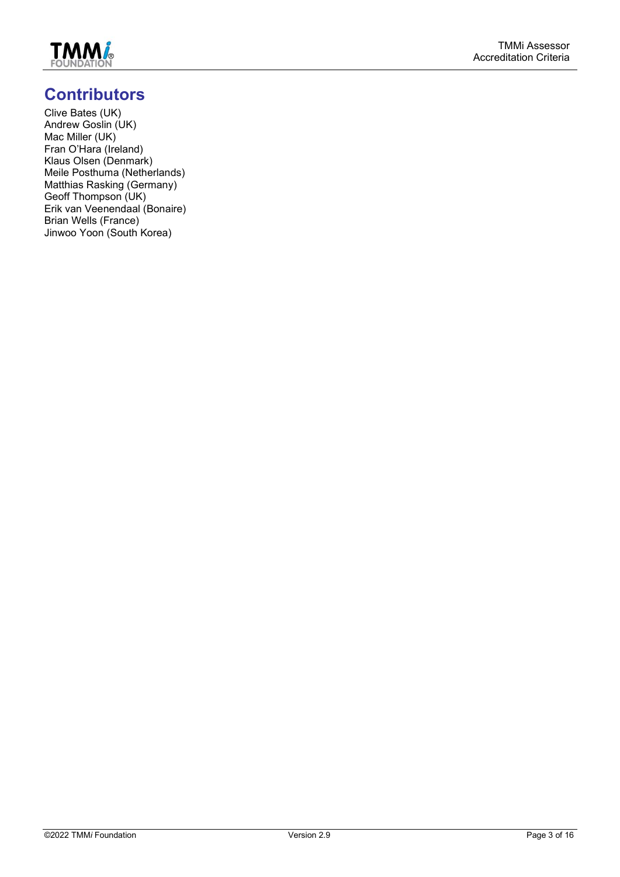# Contributors

Clive Bates (UK)
Andrew Goslin (UK)
Mac Miller (UK)
Fran O'Hara (Ireland)
Klaus Olsen (Denmark)
Meile Posthuma (Netherlands)
Matthias Rasking (Germany)
Geoff Thompson (UK)
Erik van Veenendaal (Bonaire)
Brian Wells (France)
Jinwoo Yoon (South Korea)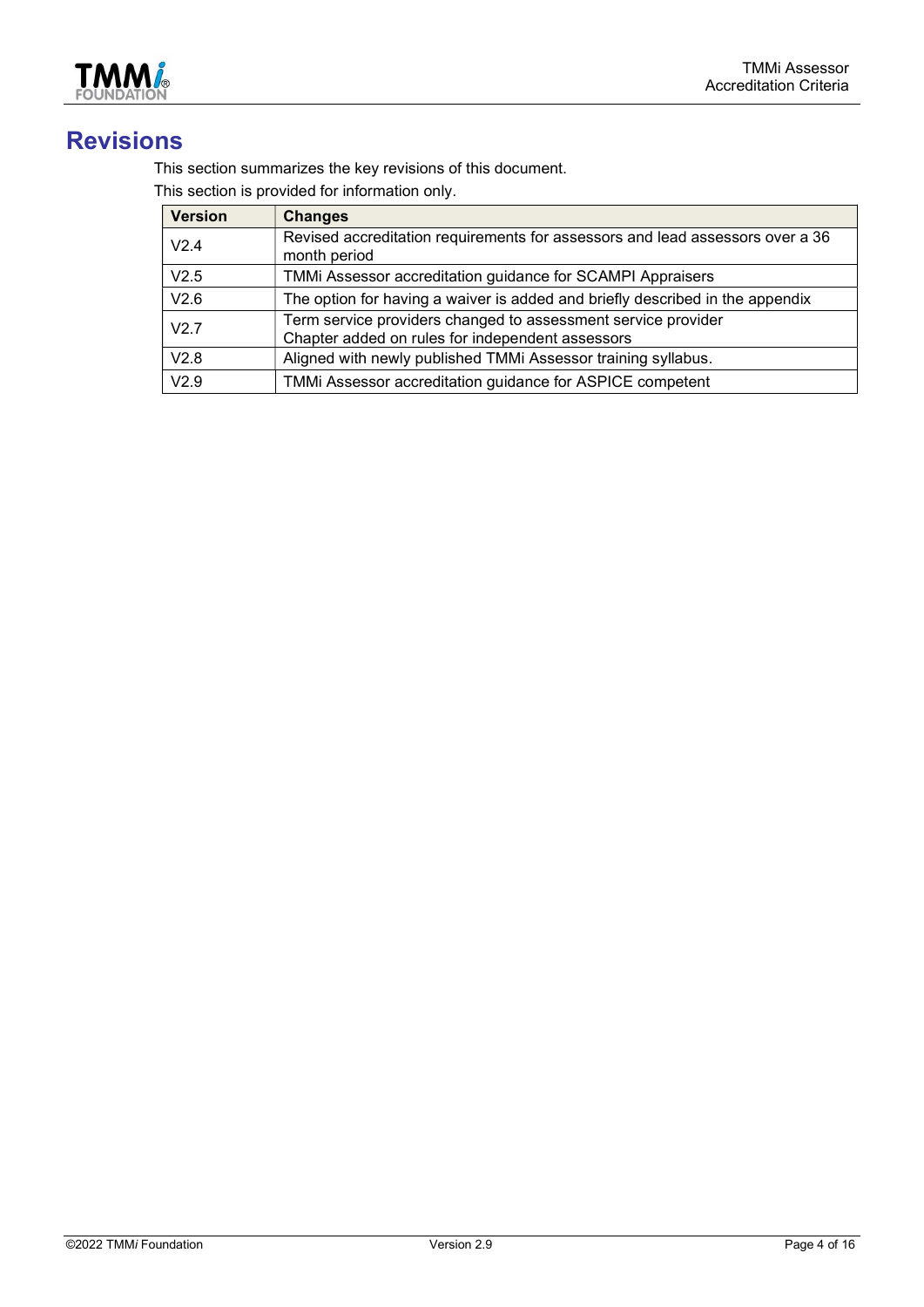# Revisions

This section summarizes the key revisions of this document.

This section is provided for information only.

| Version | Changes |
|---|---|
| V2.4 | Revised accreditation requirements for assessors and lead assessors over a 36 month period |
| V2.5 | TMMi Assessor accreditation guidance for SCAMPI Appraisers |
| V2.6 | The option for having a waiver is added and briefly described in the appendix |
| V2.7 | Term service providers changed to assessment service provider<br>Chapter added on rules for independent assessors |
| V2.8 | Aligned with newly published TMMi Assessor training syllabus. |
| V2.9 | TMMi Assessor accreditation guidance for ASPICE competent |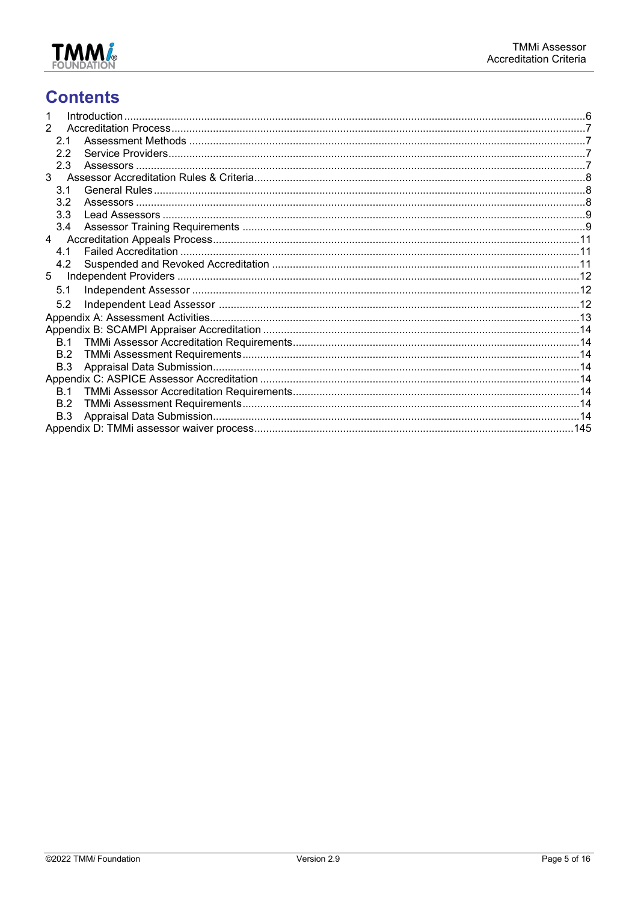# Contents

1 Introduction ....................................................................................................................................6
2 Accreditation Process.......................................................................................................................7
  2.1 Assessment Methods ....................................................................................................................7
  2.2 Service Providers...........................................................................................................................7
  2.3 Assessors ......................................................................................................................................7
3 Assessor Accreditation Rules & Criteria............................................................................................8
  3.1 General Rules................................................................................................................................8
  3.2 Assessors ......................................................................................................................................8
  3.3 Lead Assessors .............................................................................................................................9
  3.4 Assessor Training Requirements ..................................................................................................9
4 Accreditation Appeals Process.........................................................................................................11
  4.1 Failed Accreditation .....................................................................................................................11
  4.2 Suspended and Revoked Accreditation .......................................................................................11
5 Independent Providers ......................................................................................................................12
  5.1 Independent Assessor ..................................................................................................................12
  5.2 Independent Lead Assessor .........................................................................................................12
Appendix A: Assessment Activities.......................................................................................................13
Appendix B: SCAMPI Appraiser Accreditation ......................................................................................14
  B.1 TMMi Assessor Accreditation Requirements................................................................................14
  B.2 TMMi Assessment Requirements.................................................................................................14
  B.3 Appraisal Data Submission...........................................................................................................14
Appendix C: ASPICE Assessor Accreditation .......................................................................................14
  B.1 TMMi Assessor Accreditation Requirements................................................................................14
  B.2 TMMi Assessment Requirements.................................................................................................14
  B.3 Appraisal Data Submission...........................................................................................................14
Appendix D: TMMi assessor waiver process.........................................................................................145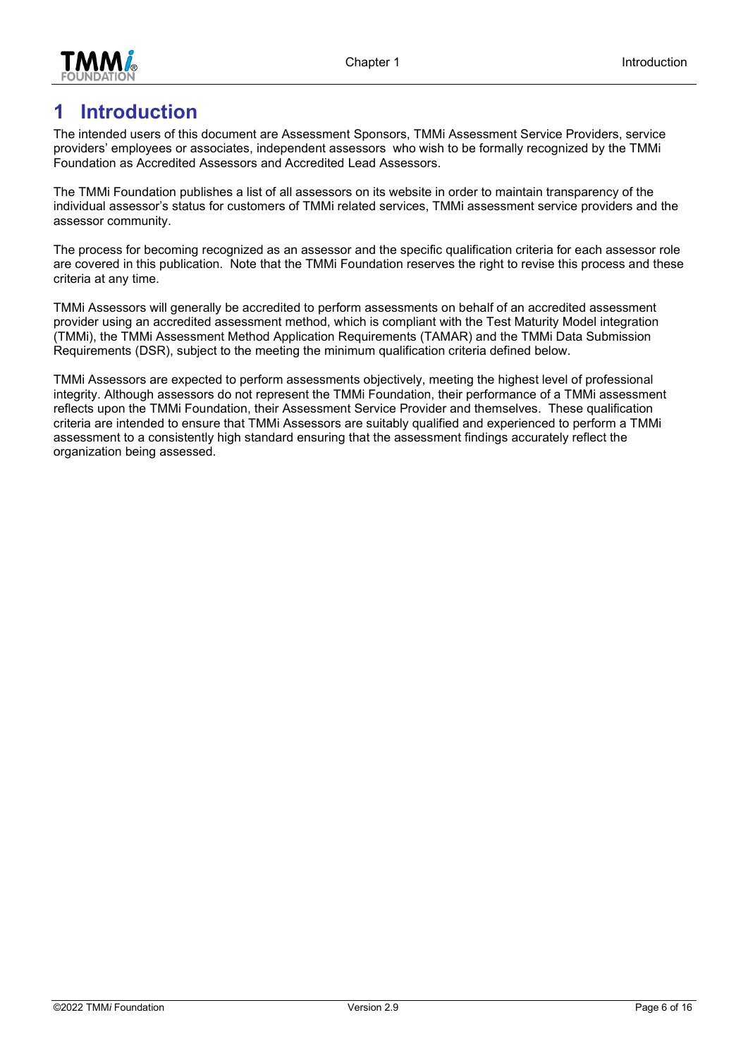# 1 Introduction

The intended users of this document are Assessment Sponsors, TMMi Assessment Service Providers, service providers' employees or associates, independent assessors who wish to be formally recognized by the TMMi Foundation as Accredited Assessors and Accredited Lead Assessors.

The TMMi Foundation publishes a list of all assessors on its website in order to maintain transparency of the individual assessor's status for customers of TMMi related services, TMMi assessment service providers and the assessor community.

The process for becoming recognized as an assessor and the specific qualification criteria for each assessor role are covered in this publication. Note that the TMMi Foundation reserves the right to revise this process and these criteria at any time.

TMMi Assessors will generally be accredited to perform assessments on behalf of an accredited assessment provider using an accredited assessment method, which is compliant with the Test Maturity Model integration (TMMi), the TMMi Assessment Method Application Requirements (TAMAR) and the TMMi Data Submission Requirements (DSR), subject to the meeting the minimum qualification criteria defined below.

TMMi Assessors are expected to perform assessments objectively, meeting the highest level of professional integrity. Although assessors do not represent the TMMi Foundation, their performance of a TMMi assessment reflects upon the TMMi Foundation, their Assessment Service Provider and themselves. These qualification criteria are intended to ensure that TMMi Assessors are suitably qualified and experienced to perform a TMMi assessment to a consistently high standard ensuring that the assessment findings accurately reflect the organization being assessed.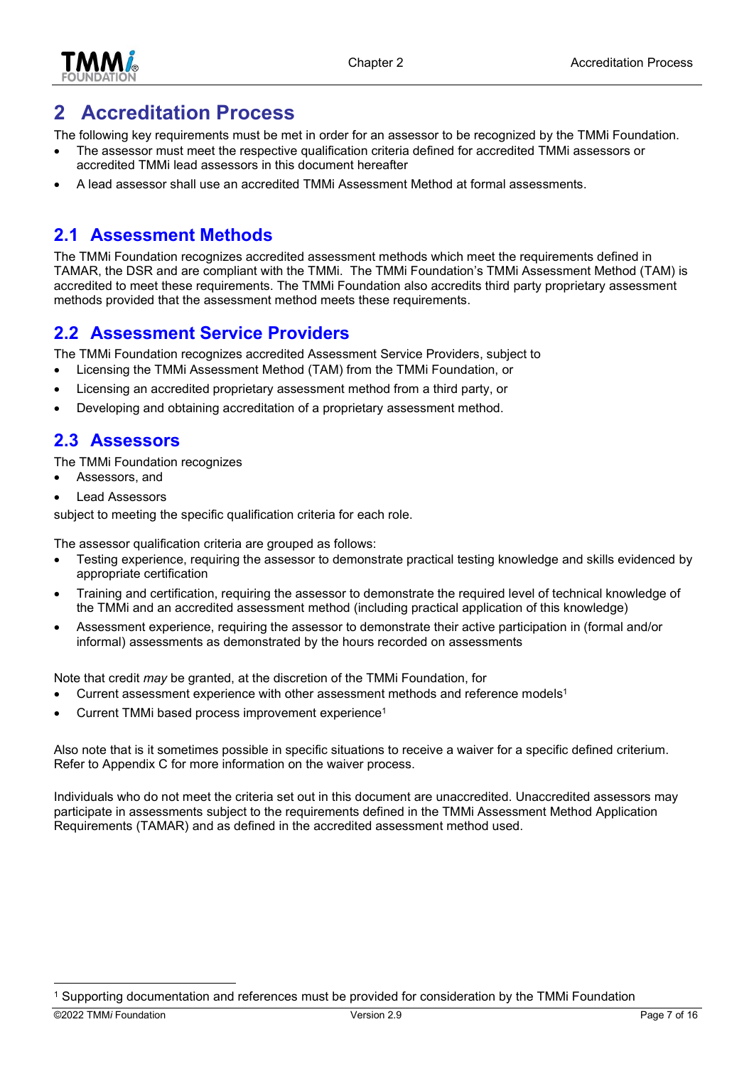# 2 Accreditation Process

The following key requirements must be met in order for an assessor to be recognized by the TMMi Foundation.

- The assessor must meet the respective qualification criteria defined for accredited TMMi assessors or accredited TMMi lead assessors in this document hereafter
- A lead assessor shall use an accredited TMMi Assessment Method at formal assessments.

## 2.1 Assessment Methods

The TMMi Foundation recognizes accredited assessment methods which meet the requirements defined in TAMAR, the DSR and are compliant with the TMMi. The TMMi Foundation's TMMi Assessment Method (TAM) is accredited to meet these requirements. The TMMi Foundation also accredits third party proprietary assessment methods provided that the assessment method meets these requirements.

## 2.2 Assessment Service Providers

The TMMi Foundation recognizes accredited Assessment Service Providers, subject to

- Licensing the TMMi Assessment Method (TAM) from the TMMi Foundation, or
- Licensing an accredited proprietary assessment method from a third party, or
- Developing and obtaining accreditation of a proprietary assessment method.

## 2.3 Assessors

The TMMi Foundation recognizes

- Assessors, and
- Lead Assessors

subject to meeting the specific qualification criteria for each role.

The assessor qualification criteria are grouped as follows:

- Testing experience, requiring the assessor to demonstrate practical testing knowledge and skills evidenced by appropriate certification
- Training and certification, requiring the assessor to demonstrate the required level of technical knowledge of the TMMi and an accredited assessment method (including practical application of this knowledge)
- Assessment experience, requiring the assessor to demonstrate their active participation in (formal and/or informal) assessments as demonstrated by the hours recorded on assessments

Note that credit *may* be granted, at the discretion of the TMMi Foundation, for

- Current assessment experience with other assessment methods and reference models[1]
- Current TMMi based process improvement experience[1]

Also note that is it sometimes possible in specific situations to receive a waiver for a specific defined criterium. Refer to Appendix C for more information on the waiver process.

Individuals who do not meet the criteria set out in this document are unaccredited. Unaccredited assessors may participate in assessments subject to the requirements defined in the TMMi Assessment Method Application Requirements (TAMAR) and as defined in the accredited assessment method used.

[1] Supporting documentation and references must be provided for consideration by the TMMi Foundation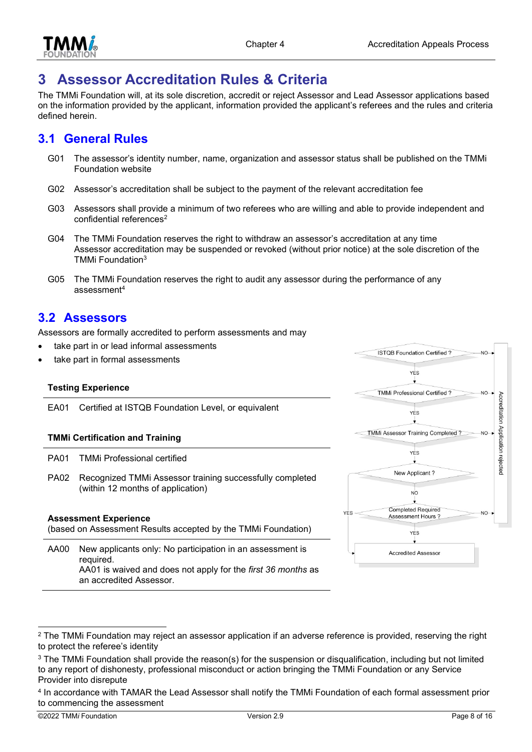# 3 Assessor Accreditation Rules & Criteria

The TMMi Foundation will, at its sole discretion, accredit or reject Assessor and Lead Assessor applications based on the information provided by the applicant, information provided the applicant's referees and the rules and criteria defined herein.

## 3.1 General Rules

G01 The assessor's identity number, name, organization and assessor status shall be published on the TMMi Foundation website

G02 Assessor's accreditation shall be subject to the payment of the relevant accreditation fee

G03 Assessors shall provide a minimum of two referees who are willing and able to provide independent and confidential references[2]

G04 The TMMi Foundation reserves the right to withdraw an assessor's accreditation at any time
Assessor accreditation may be suspended or revoked (without prior notice) at the sole discretion of the TMMi Foundation[3]

G05 The TMMi Foundation reserves the right to audit any assessor during the performance of any assessment[4]

## 3.2 Assessors

Assessors are formally accredited to perform assessments and may

- take part in or lead informal assessments
- take part in formal assessments

**Testing Experience**

EA01 Certified at ISTQB Foundation Level, or equivalent

**TMMi Certification and Training**

PA01 TMMi Professional certified

PA02 Recognized TMMi Assessor training successfully completed (within 12 months of application)

**Assessment Experience**
(based on Assessment Results accepted by the TMMi Foundation)

AA00 New applicants only: No participation in an assessment is required.
AA01 is waived and does not apply for the *first 36 months* as an accredited Assessor.

ISTQB Foundation Certified ? — NO → Accreditation Application rejected
YES ↓
TMMi Professional Certified ? — NO → Accreditation Application rejected
YES ↓
TMMi Assessor Training Completed ? — NO → Accreditation Application rejected
YES ↓
New Applicant ? — YES → Accredited Assessor
NO ↓
Completed Required Assessment Hours ? — NO → Accreditation Application rejected
YES ↓
Accredited Assessor

---

[2] The TMMi Foundation may reject an assessor application if an adverse reference is provided, reserving the right to protect the referee's identity

[3] The TMMi Foundation shall provide the reason(s) for the suspension or disqualification, including but not limited to any report of dishonesty, professional misconduct or action bringing the TMMi Foundation or any Service Provider into disrepute

[4] In accordance with TAMAR the Lead Assessor shall notify the TMMi Foundation of each formal assessment prior to commencing the assessment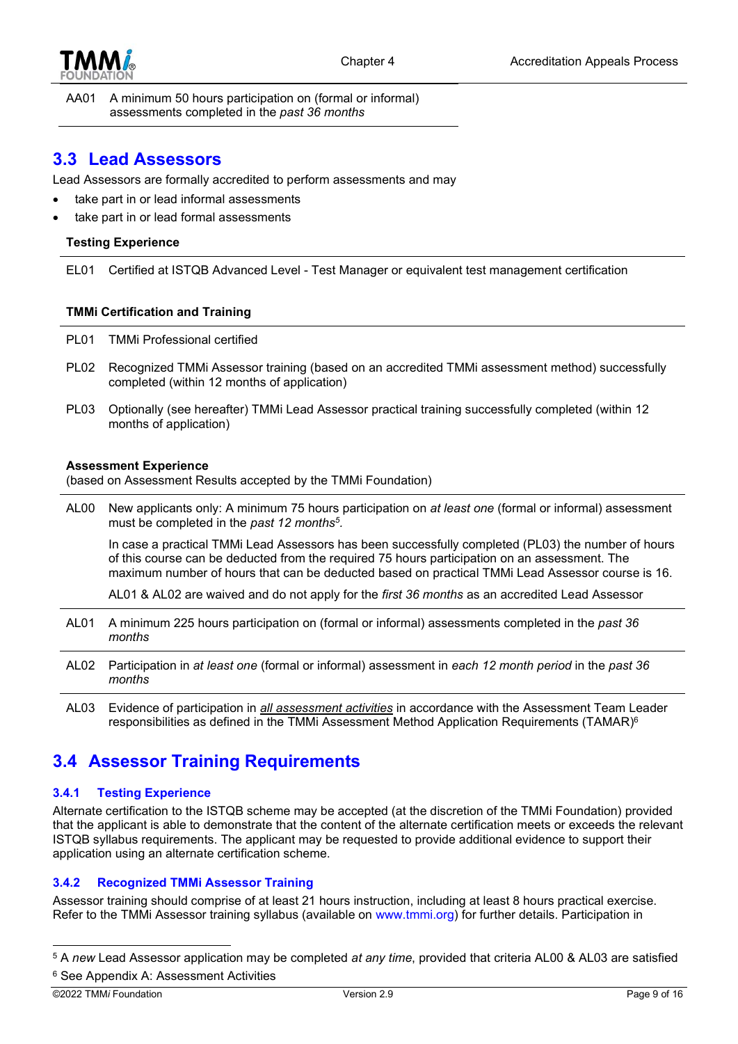| | |
|---|---|
| AA01 | A minimum 50 hours participation on (formal or informal) assessments completed in the *past 36 months* |

## 3.3 Lead Assessors

Lead Assessors are formally accredited to perform assessments and may

- take part in or lead informal assessments
- take part in or lead formal assessments

**Testing Experience**

| | |
|---|---|
| EL01 | Certified at ISTQB Advanced Level - Test Manager or equivalent test management certification |

**TMMi Certification and Training**

| | |
|---|---|
| PL01 | TMMi Professional certified |
| PL02 | Recognized TMMi Assessor training (based on an accredited TMMi assessment method) successfully completed (within 12 months of application) |
| PL03 | Optionally (see hereafter) TMMi Lead Assessor practical training successfully completed (within 12 months of application) |

**Assessment Experience**
(based on Assessment Results accepted by the TMMi Foundation)

| | |
|---|---|
| AL00 | New applicants only: A minimum 75 hours participation on *at least one* (formal or informal) assessment must be completed in the *past 12 months*[5]. <br><br> In case a practical TMMi Lead Assessors has been successfully completed (PL03) the number of hours of this course can be deducted from the required 75 hours participation on an assessment. The maximum number of hours that can be deducted based on practical TMMi Lead Assessor course is 16. <br><br> AL01 & AL02 are waived and do not apply for the *first 36 months* as an accredited Lead Assessor |
| AL01 | A minimum 225 hours participation on (formal or informal) assessments completed in the *past 36 months* |
| AL02 | Participation in *at least one* (formal or informal) assessment in *each 12 month period* in the *past 36 months* |
| AL03 | Evidence of participation in ***all assessment activities*** in accordance with the Assessment Team Leader responsibilities as defined in the TMMi Assessment Method Application Requirements (TAMAR)[6] |

## 3.4 Assessor Training Requirements

### 3.4.1 Testing Experience

Alternate certification to the ISTQB scheme may be accepted (at the discretion of the TMMi Foundation) provided that the applicant is able to demonstrate that the content of the alternate certification meets or exceeds the relevant ISTQB syllabus requirements. The applicant may be requested to provide additional evidence to support their application using an alternate certification scheme.

### 3.4.2 Recognized TMMi Assessor Training

Assessor training should comprise of at least 21 hours instruction, including at least 8 hours practical exercise. Refer to the TMMi Assessor training syllabus (available on www.tmmi.org) for further details. Participation in

---

[5] A *new* Lead Assessor application may be completed *at any time*, provided that criteria AL00 & AL03 are satisfied

[6] See Appendix A: Assessment Activities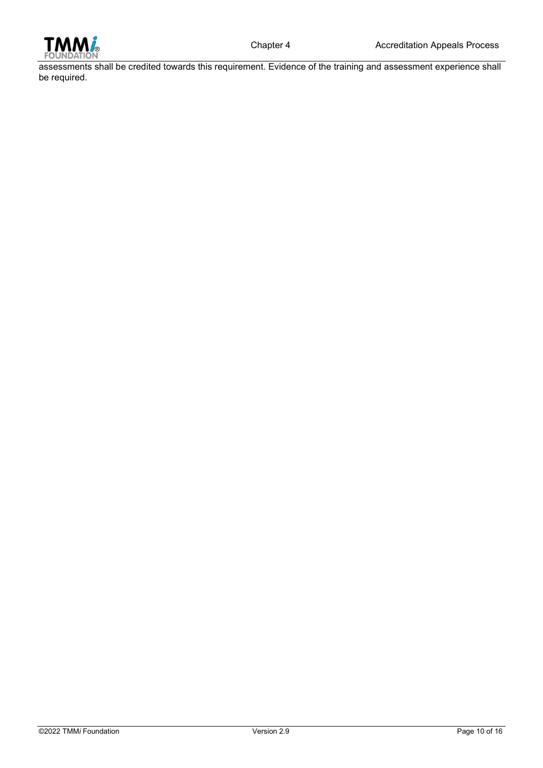assessments shall be credited towards this requirement. Evidence of the training and assessment experience shall be required.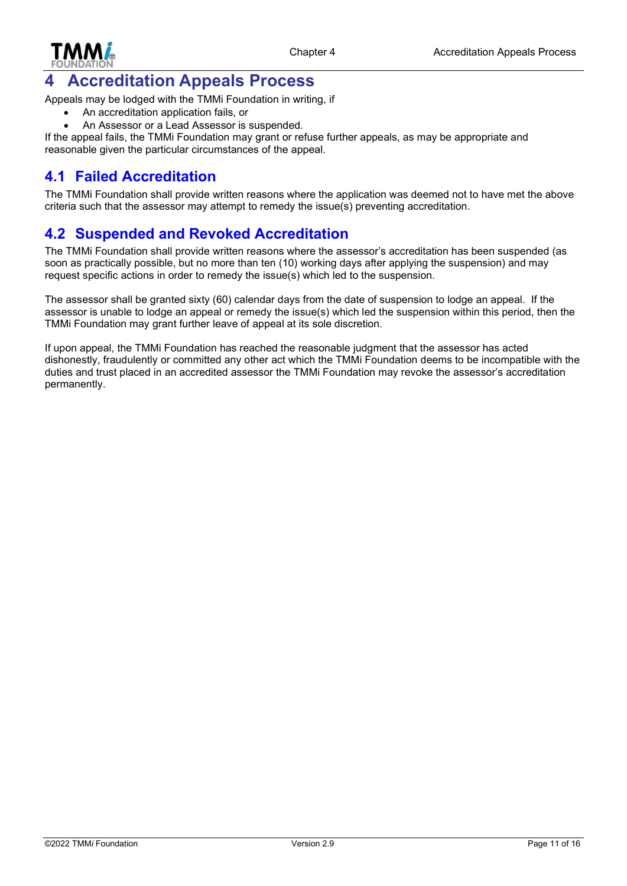# 4 Accreditation Appeals Process

Appeals may be lodged with the TMMi Foundation in writing, if

- An accreditation application fails, or
- An Assessor or a Lead Assessor is suspended.

If the appeal fails, the TMMi Foundation may grant or refuse further appeals, as may be appropriate and reasonable given the particular circumstances of the appeal.

## 4.1 Failed Accreditation

The TMMi Foundation shall provide written reasons where the application was deemed not to have met the above criteria such that the assessor may attempt to remedy the issue(s) preventing accreditation.

## 4.2 Suspended and Revoked Accreditation

The TMMi Foundation shall provide written reasons where the assessor's accreditation has been suspended (as soon as practically possible, but no more than ten (10) working days after applying the suspension) and may request specific actions in order to remedy the issue(s) which led to the suspension.

The assessor shall be granted sixty (60) calendar days from the date of suspension to lodge an appeal. If the assessor is unable to lodge an appeal or remedy the issue(s) which led the suspension within this period, then the TMMi Foundation may grant further leave of appeal at its sole discretion.

If upon appeal, the TMMi Foundation has reached the reasonable judgment that the assessor has acted dishonestly, fraudulently or committed any other act which the TMMi Foundation deems to be incompatible with the duties and trust placed in an accredited assessor the TMMi Foundation may revoke the assessor's accreditation permanently.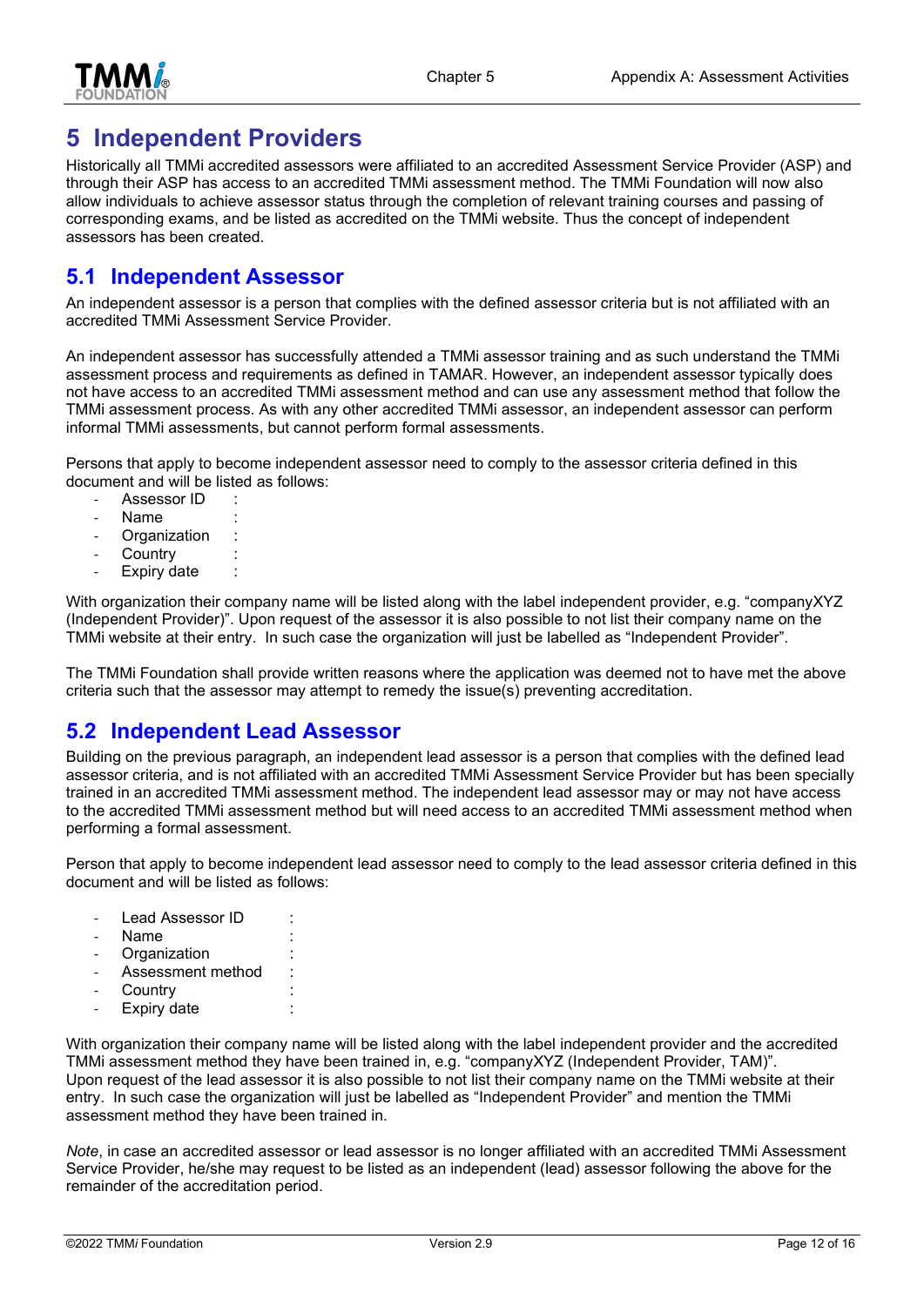# 5 Independent Providers

Historically all TMMi accredited assessors were affiliated to an accredited Assessment Service Provider (ASP) and through their ASP has access to an accredited TMMi assessment method. The TMMi Foundation will now also allow individuals to achieve assessor status through the completion of relevant training courses and passing of corresponding exams, and be listed as accredited on the TMMi website. Thus the concept of independent assessors has been created.

## 5.1 Independent Assessor

An independent assessor is a person that complies with the defined assessor criteria but is not affiliated with an accredited TMMi Assessment Service Provider.

An independent assessor has successfully attended a TMMi assessor training and as such understand the TMMi assessment process and requirements as defined in TAMAR. However, an independent assessor typically does not have access to an accredited TMMi assessment method and can use any assessment method that follow the TMMi assessment process. As with any other accredited TMMi assessor, an independent assessor can perform informal TMMi assessments, but cannot perform formal assessments.

Persons that apply to become independent assessor need to comply to the assessor criteria defined in this document and will be listed as follows:

- Assessor ID :
- Name :
- Organization :
- Country :
- Expiry date :

With organization their company name will be listed along with the label independent provider, e.g. “companyXYZ (Independent Provider)”. Upon request of the assessor it is also possible to not list their company name on the TMMi website at their entry. In such case the organization will just be labelled as “Independent Provider”.

The TMMi Foundation shall provide written reasons where the application was deemed not to have met the above criteria such that the assessor may attempt to remedy the issue(s) preventing accreditation.

## 5.2 Independent Lead Assessor

Building on the previous paragraph, an independent lead assessor is a person that complies with the defined lead assessor criteria, and is not affiliated with an accredited TMMi Assessment Service Provider but has been specially trained in an accredited TMMi assessment method. The independent lead assessor may or may not have access to the accredited TMMi assessment method but will need access to an accredited TMMi assessment method when performing a formal assessment.

Person that apply to become independent lead assessor need to comply to the lead assessor criteria defined in this document and will be listed as follows:

- Lead Assessor ID :
- Name :
- Organization :
- Assessment method :
- Country :
- Expiry date :

With organization their company name will be listed along with the label independent provider and the accredited TMMi assessment method they have been trained in, e.g. “companyXYZ (Independent Provider, TAM)”. Upon request of the lead assessor it is also possible to not list their company name on the TMMi website at their entry. In such case the organization will just be labelled as “Independent Provider” and mention the TMMi assessment method they have been trained in.

*Note*, in case an accredited assessor or lead assessor is no longer affiliated with an accredited TMMi Assessment Service Provider, he/she may request to be listed as an independent (lead) assessor following the above for the remainder of the accreditation period.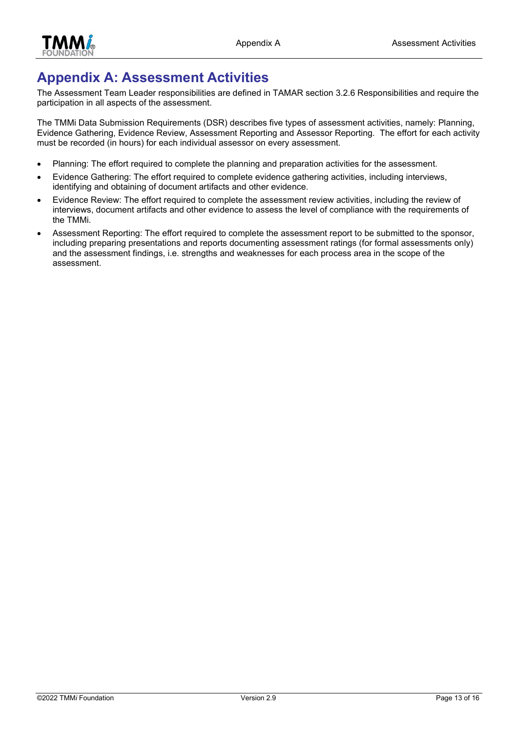# Appendix A: Assessment Activities

The Assessment Team Leader responsibilities are defined in TAMAR section 3.2.6 Responsibilities and require the participation in all aspects of the assessment.

The TMMi Data Submission Requirements (DSR) describes five types of assessment activities, namely: Planning, Evidence Gathering, Evidence Review, Assessment Reporting and Assessor Reporting. The effort for each activity must be recorded (in hours) for each individual assessor on every assessment.

- Planning: The effort required to complete the planning and preparation activities for the assessment.
- Evidence Gathering: The effort required to complete evidence gathering activities, including interviews, identifying and obtaining of document artifacts and other evidence.
- Evidence Review: The effort required to complete the assessment review activities, including the review of interviews, document artifacts and other evidence to assess the level of compliance with the requirements of the TMMi.
- Assessment Reporting: The effort required to complete the assessment report to be submitted to the sponsor, including preparing presentations and reports documenting assessment ratings (for formal assessments only) and the assessment findings, i.e. strengths and weaknesses for each process area in the scope of the assessment.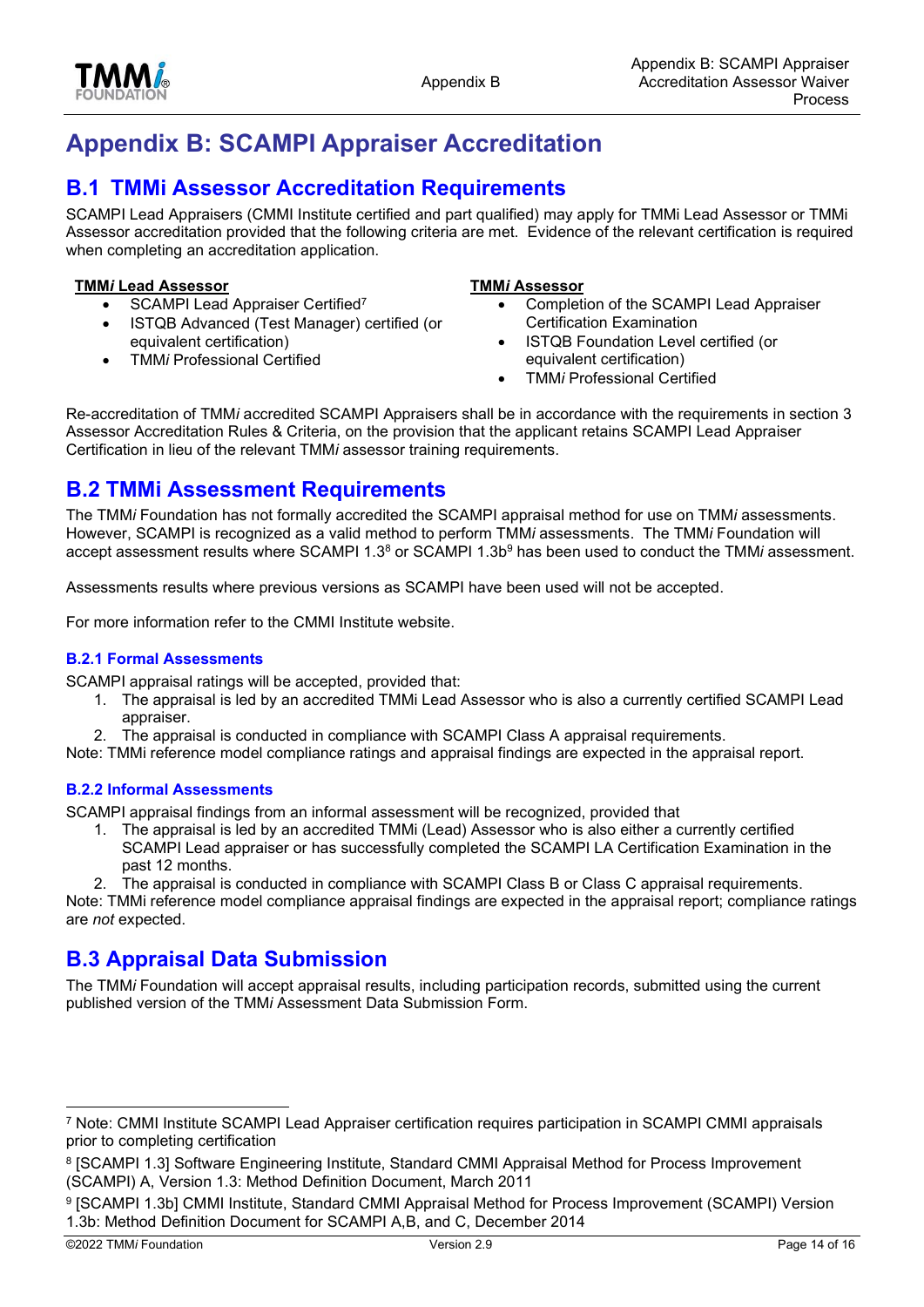# Appendix B: SCAMPI Appraiser Accreditation

## B.1 TMMi Assessor Accreditation Requirements

SCAMPI Lead Appraisers (CMMI Institute certified and part qualified) may apply for TMMi Lead Assessor or TMMi Assessor accreditation provided that the following criteria are met. Evidence of the relevant certification is required when completing an accreditation application.

**<u>TMM*i* Lead Assessor</u>**

- SCAMPI Lead Appraiser Certified[7]
- ISTQB Advanced (Test Manager) certified (or equivalent certification)
- TMM*i* Professional Certified

**<u>TMM*i* Assessor</u>**

- Completion of the SCAMPI Lead Appraiser Certification Examination
- ISTQB Foundation Level certified (or equivalent certification)
- TMM*i* Professional Certified

Re-accreditation of TMM*i* accredited SCAMPI Appraisers shall be in accordance with the requirements in section 3 Assessor Accreditation Rules & Criteria, on the provision that the applicant retains SCAMPI Lead Appraiser Certification in lieu of the relevant TMM*i* assessor training requirements.

## B.2 TMMi Assessment Requirements

The TMM*i* Foundation has not formally accredited the SCAMPI appraisal method for use on TMM*i* assessments. However, SCAMPI is recognized as a valid method to perform TMM*i* assessments. The TMM*i* Foundation will accept assessment results where SCAMPI 1.3[8] or SCAMPI 1.3b[9] has been used to conduct the TMM*i* assessment.

Assessments results where previous versions as SCAMPI have been used will not be accepted.

For more information refer to the CMMI Institute website.

### B.2.1 Formal Assessments

SCAMPI appraisal ratings will be accepted, provided that:

1. The appraisal is led by an accredited TMMi Lead Assessor who is also a currently certified SCAMPI Lead appraiser.
2. The appraisal is conducted in compliance with SCAMPI Class A appraisal requirements.

Note: TMMi reference model compliance ratings and appraisal findings are expected in the appraisal report.

### B.2.2 Informal Assessments

SCAMPI appraisal findings from an informal assessment will be recognized, provided that

1. The appraisal is led by an accredited TMMi (Lead) Assessor who is also either a currently certified SCAMPI Lead appraiser or has successfully completed the SCAMPI LA Certification Examination in the past 12 months.
2. The appraisal is conducted in compliance with SCAMPI Class B or Class C appraisal requirements.

Note: TMMi reference model compliance appraisal findings are expected in the appraisal report; compliance ratings are *not* expected.

## B.3 Appraisal Data Submission

The TMM*i* Foundation will accept appraisal results, including participation records, submitted using the current published version of the TMM*i* Assessment Data Submission Form.

---

[7] Note: CMMI Institute SCAMPI Lead Appraiser certification requires participation in SCAMPI CMMI appraisals prior to completing certification

[8] [SCAMPI 1.3] Software Engineering Institute, Standard CMMI Appraisal Method for Process Improvement (SCAMPI) A, Version 1.3: Method Definition Document, March 2011

[9] [SCAMPI 1.3b] CMMI Institute, Standard CMMI Appraisal Method for Process Improvement (SCAMPI) Version 1.3b: Method Definition Document for SCAMPI A,B, and C, December 2014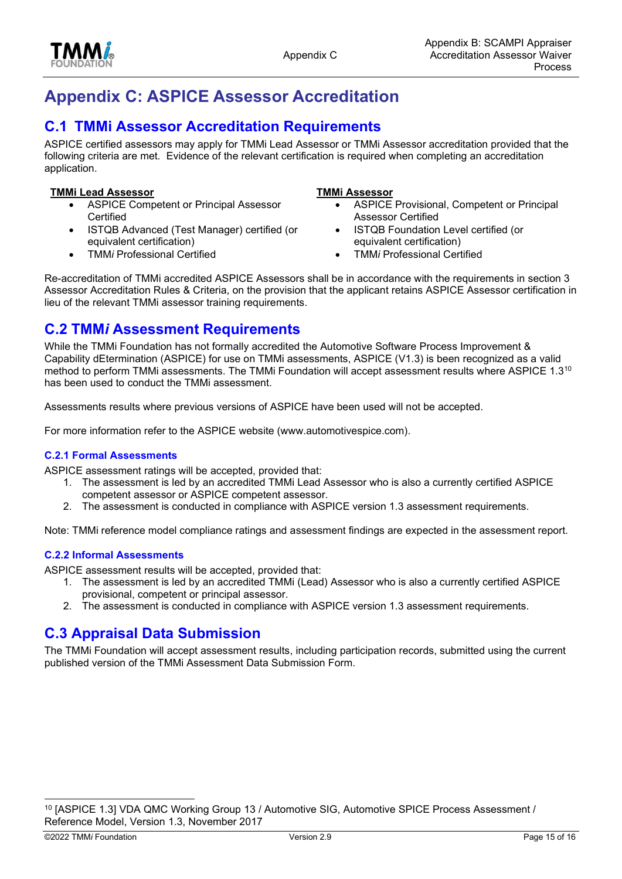# Appendix C: ASPICE Assessor Accreditation

## C.1 TMMi Assessor Accreditation Requirements

ASPICE certified assessors may apply for TMMi Lead Assessor or TMMi Assessor accreditation provided that the following criteria are met. Evidence of the relevant certification is required when completing an accreditation application.

**TMMi Lead Assessor**

- ASPICE Competent or Principal Assessor Certified
- ISTQB Advanced (Test Manager) certified (or equivalent certification)
- TMM*i* Professional Certified

**TMMi Assessor**

- ASPICE Provisional, Competent or Principal Assessor Certified
- ISTQB Foundation Level certified (or equivalent certification)
- TMM*i* Professional Certified

Re-accreditation of TMMi accredited ASPICE Assessors shall be in accordance with the requirements in section 3 Assessor Accreditation Rules & Criteria, on the provision that the applicant retains ASPICE Assessor certification in lieu of the relevant TMMi assessor training requirements.

## C.2 TMM*i* Assessment Requirements

While the TMMi Foundation has not formally accredited the Automotive Software Process Improvement & Capability dEtermination (ASPICE) for use on TMMi assessments, ASPICE (V1.3) is been recognized as a valid method to perform TMMi assessments. The TMMi Foundation will accept assessment results where ASPICE 1.3[10] has been used to conduct the TMMi assessment.

Assessments results where previous versions of ASPICE have been used will not be accepted.

For more information refer to the ASPICE website (www.automotivespice.com).

### C.2.1 Formal Assessments

ASPICE assessment ratings will be accepted, provided that:

1. The assessment is led by an accredited TMMi Lead Assessor who is also a currently certified ASPICE competent assessor or ASPICE competent assessor.
2. The assessment is conducted in compliance with ASPICE version 1.3 assessment requirements.

Note: TMMi reference model compliance ratings and assessment findings are expected in the assessment report.

### C.2.2 Informal Assessments

ASPICE assessment results will be accepted, provided that:

1. The assessment is led by an accredited TMMi (Lead) Assessor who is also a currently certified ASPICE provisional, competent or principal assessor.
2. The assessment is conducted in compliance with ASPICE version 1.3 assessment requirements.

## C.3 Appraisal Data Submission

The TMMi Foundation will accept assessment results, including participation records, submitted using the current published version of the TMMi Assessment Data Submission Form.

---

[10] [ASPICE 1.3] VDA QMC Working Group 13 / Automotive SIG, Automotive SPICE Process Assessment / Reference Model, Version 1.3, November 2017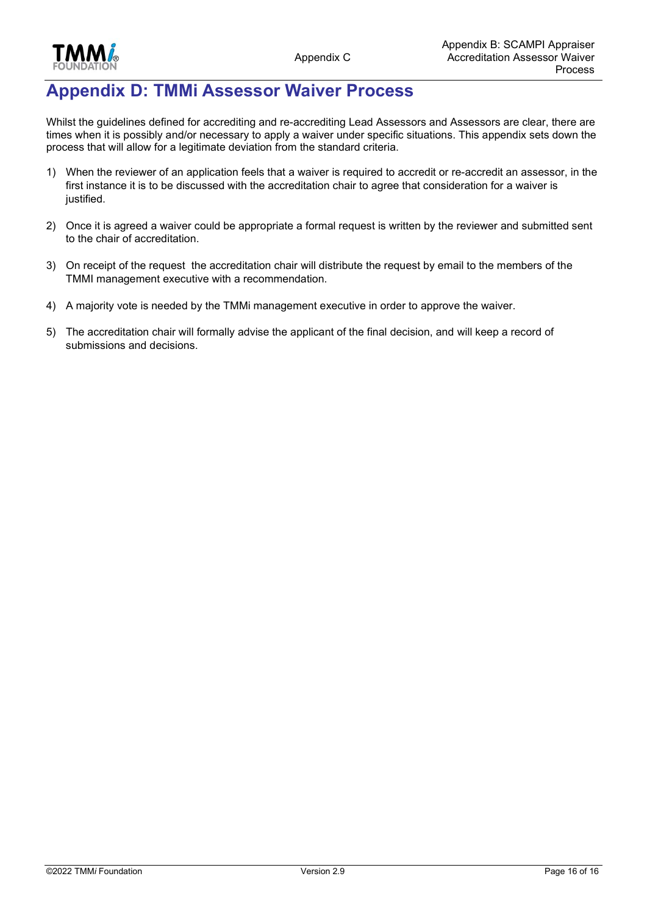# Appendix D: TMMi Assessor Waiver Process

Whilst the guidelines defined for accrediting and re-accrediting Lead Assessors and Assessors are clear, there are times when it is possibly and/or necessary to apply a waiver under specific situations. This appendix sets down the process that will allow for a legitimate deviation from the standard criteria.

1) When the reviewer of an application feels that a waiver is required to accredit or re-accredit an assessor, in the first instance it is to be discussed with the accreditation chair to agree that consideration for a waiver is justified.

2) Once it is agreed a waiver could be appropriate a formal request is written by the reviewer and submitted sent to the chair of accreditation.

3) On receipt of the request the accreditation chair will distribute the request by email to the members of the TMMI management executive with a recommendation.

4) A majority vote is needed by the TMMi management executive in order to approve the waiver.

5) The accreditation chair will formally advise the applicant of the final decision, and will keep a record of submissions and decisions.